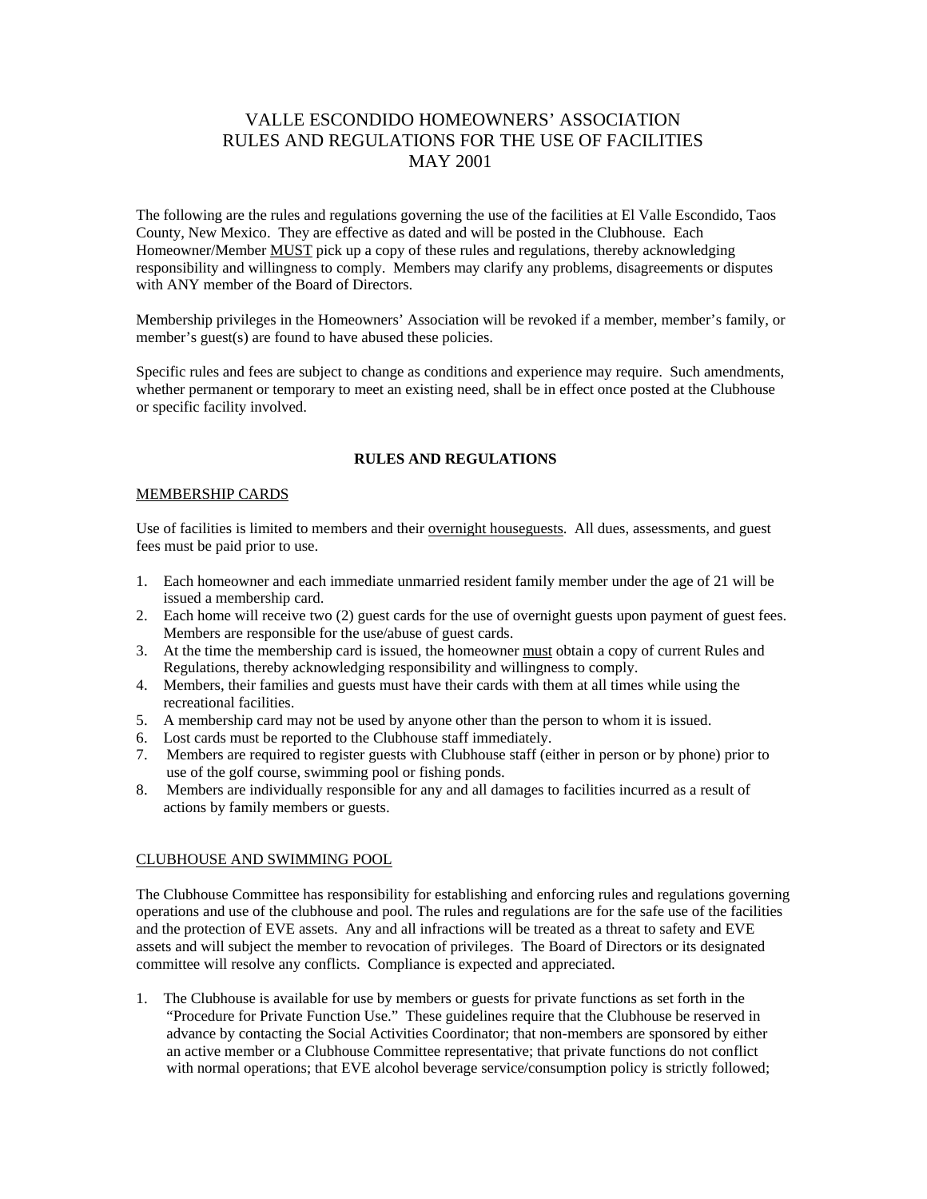# VALLE ESCONDIDO HOMEOWNERS' ASSOCIATION
# RULES AND REGULATIONS FOR THE USE OF FACILITIES
# MAY 2001

The following are the rules and regulations governing the use of the facilities at El Valle Escondido, Taos County, New Mexico. They are effective as dated and will be posted in the Clubhouse. Each Homeowner/Member MUST pick up a copy of these rules and regulations, thereby acknowledging responsibility and willingness to comply. Members may clarify any problems, disagreements or disputes with ANY member of the Board of Directors.

Membership privileges in the Homeowners' Association will be revoked if a member, member's family, or member's guest(s) are found to have abused these policies.

Specific rules and fees are subject to change as conditions and experience may require. Such amendments, whether permanent or temporary to meet an existing need, shall be in effect once posted at the Clubhouse or specific facility involved.

## RULES AND REGULATIONS

### MEMBERSHIP CARDS

Use of facilities is limited to members and their overnight houseguests. All dues, assessments, and guest fees must be paid prior to use.

1. Each homeowner and each immediate unmarried resident family member under the age of 21 will be issued a membership card.
2. Each home will receive two (2) guest cards for the use of overnight guests upon payment of guest fees. Members are responsible for the use/abuse of guest cards.
3. At the time the membership card is issued, the homeowner must obtain a copy of current Rules and Regulations, thereby acknowledging responsibility and willingness to comply.
4. Members, their families and guests must have their cards with them at all times while using the recreational facilities.
5. A membership card may not be used by anyone other than the person to whom it is issued.
6. Lost cards must be reported to the Clubhouse staff immediately.
7. Members are required to register guests with Clubhouse staff (either in person or by phone) prior to use of the golf course, swimming pool or fishing ponds.
8. Members are individually responsible for any and all damages to facilities incurred as a result of actions by family members or guests.

### CLUBHOUSE AND SWIMMING POOL

The Clubhouse Committee has responsibility for establishing and enforcing rules and regulations governing operations and use of the clubhouse and pool. The rules and regulations are for the safe use of the facilities and the protection of EVE assets. Any and all infractions will be treated as a threat to safety and EVE assets and will subject the member to revocation of privileges. The Board of Directors or its designated committee will resolve any conflicts. Compliance is expected and appreciated.

1. The Clubhouse is available for use by members or guests for private functions as set forth in the "Procedure for Private Function Use." These guidelines require that the Clubhouse be reserved in advance by contacting the Social Activities Coordinator; that non-members are sponsored by either an active member or a Clubhouse Committee representative; that private functions do not conflict with normal operations; that EVE alcohol beverage service/consumption policy is strictly followed;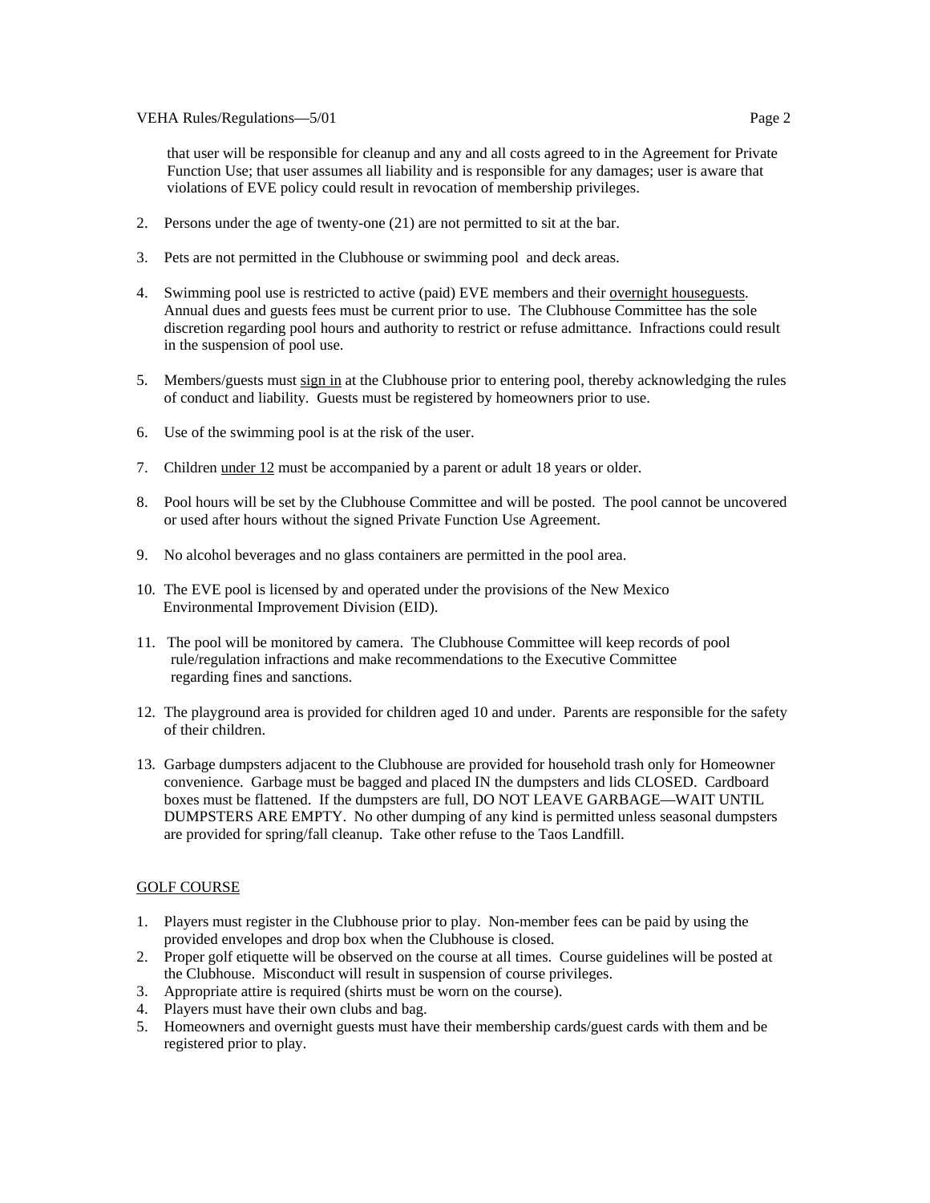that user will be responsible for cleanup and any and all costs agreed to in the Agreement for Private Function Use; that user assumes all liability and is responsible for any damages; user is aware that violations of EVE policy could result in revocation of membership privileges.

2. Persons under the age of twenty-one (21) are not permitted to sit at the bar.

3. Pets are not permitted in the Clubhouse or swimming pool and deck areas.

4. Swimming pool use is restricted to active (paid) EVE members and their overnight houseguests. Annual dues and guests fees must be current prior to use. The Clubhouse Committee has the sole discretion regarding pool hours and authority to restrict or refuse admittance. Infractions could result in the suspension of pool use.

5. Members/guests must sign in at the Clubhouse prior to entering pool, thereby acknowledging the rules of conduct and liability. Guests must be registered by homeowners prior to use.

6. Use of the swimming pool is at the risk of the user.

7. Children under 12 must be accompanied by a parent or adult 18 years or older.

8. Pool hours will be set by the Clubhouse Committee and will be posted. The pool cannot be uncovered or used after hours without the signed Private Function Use Agreement.

9. No alcohol beverages and no glass containers are permitted in the pool area.

10. The EVE pool is licensed by and operated under the provisions of the New Mexico Environmental Improvement Division (EID).

11. The pool will be monitored by camera. The Clubhouse Committee will keep records of pool rule/regulation infractions and make recommendations to the Executive Committee regarding fines and sanctions.

12. The playground area is provided for children aged 10 and under. Parents are responsible for the safety of their children.

13. Garbage dumpsters adjacent to the Clubhouse are provided for household trash only for Homeowner convenience. Garbage must be bagged and placed IN the dumpsters and lids CLOSED. Cardboard boxes must be flattened. If the dumpsters are full, DO NOT LEAVE GARBAGE—WAIT UNTIL DUMPSTERS ARE EMPTY. No other dumping of any kind is permitted unless seasonal dumpsters are provided for spring/fall cleanup. Take other refuse to the Taos Landfill.

## GOLF COURSE

1. Players must register in the Clubhouse prior to play. Non-member fees can be paid by using the provided envelopes and drop box when the Clubhouse is closed.
2. Proper golf etiquette will be observed on the course at all times. Course guidelines will be posted at the Clubhouse. Misconduct will result in suspension of course privileges.
3. Appropriate attire is required (shirts must be worn on the course).
4. Players must have their own clubs and bag.
5. Homeowners and overnight guests must have their membership cards/guest cards with them and be registered prior to play.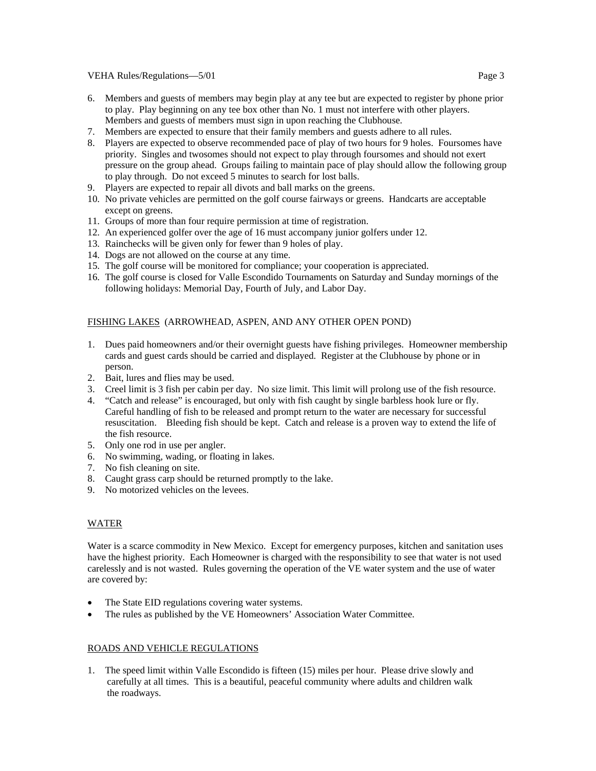6. Members and guests of members may begin play at any tee but are expected to register by phone prior to play. Play beginning on any tee box other than No. 1 must not interfere with other players. Members and guests of members must sign in upon reaching the Clubhouse.
7. Members are expected to ensure that their family members and guests adhere to all rules.
8. Players are expected to observe recommended pace of play of two hours for 9 holes. Foursomes have priority. Singles and twosomes should not expect to play through foursomes and should not exert pressure on the group ahead. Groups failing to maintain pace of play should allow the following group to play through. Do not exceed 5 minutes to search for lost balls.
9. Players are expected to repair all divots and ball marks on the greens.
10. No private vehicles are permitted on the golf course fairways or greens. Handcarts are acceptable except on greens.
11. Groups of more than four require permission at time of registration.
12. An experienced golfer over the age of 16 must accompany junior golfers under 12.
13. Rainchecks will be given only for fewer than 9 holes of play.
14. Dogs are not allowed on the course at any time.
15. The golf course will be monitored for compliance; your cooperation is appreciated.
16. The golf course is closed for Valle Escondido Tournaments on Saturday and Sunday mornings of the following holidays: Memorial Day, Fourth of July, and Labor Day.

## FISHING LAKES (ARROWHEAD, ASPEN, AND ANY OTHER OPEN POND)

1. Dues paid homeowners and/or their overnight guests have fishing privileges. Homeowner membership cards and guest cards should be carried and displayed. Register at the Clubhouse by phone or in person.
2. Bait, lures and flies may be used.
3. Creel limit is 3 fish per cabin per day. No size limit. This limit will prolong use of the fish resource.
4. "Catch and release" is encouraged, but only with fish caught by single barbless hook lure or fly. Careful handling of fish to be released and prompt return to the water are necessary for successful resuscitation. Bleeding fish should be kept. Catch and release is a proven way to extend the life of the fish resource.
5. Only one rod in use per angler.
6. No swimming, wading, or floating in lakes.
7. No fish cleaning on site.
8. Caught grass carp should be returned promptly to the lake.
9. No motorized vehicles on the levees.

## WATER

Water is a scarce commodity in New Mexico. Except for emergency purposes, kitchen and sanitation uses have the highest priority. Each Homeowner is charged with the responsibility to see that water is not used carelessly and is not wasted. Rules governing the operation of the VE water system and the use of water are covered by:

- The State EID regulations covering water systems.
- The rules as published by the VE Homeowners' Association Water Committee.

## ROADS AND VEHICLE REGULATIONS

1. The speed limit within Valle Escondido is fifteen (15) miles per hour. Please drive slowly and carefully at all times. This is a beautiful, peaceful community where adults and children walk the roadways.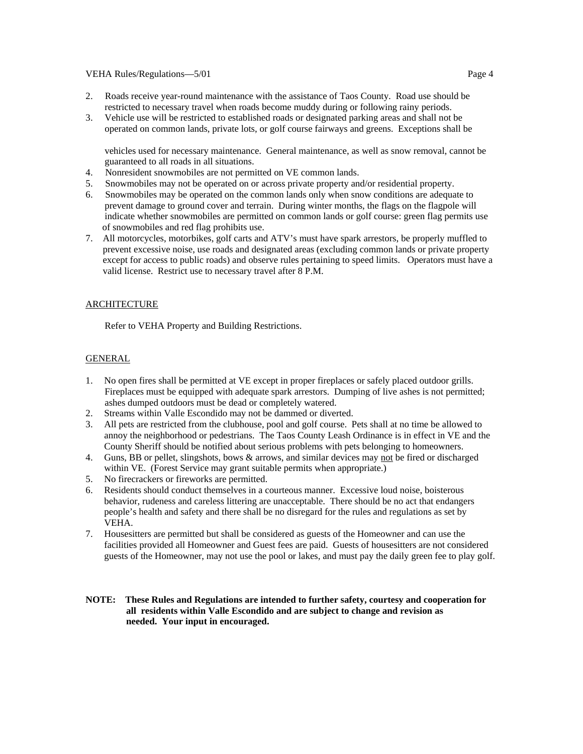2. Roads receive year-round maintenance with the assistance of Taos County. Road use should be restricted to necessary travel when roads become muddy during or following rainy periods.
3. Vehicle use will be restricted to established roads or designated parking areas and shall not be operated on common lands, private lots, or golf course fairways and greens. Exceptions shall be

   vehicles used for necessary maintenance. General maintenance, as well as snow removal, cannot be guaranteed to all roads in all situations.
4. Nonresident snowmobiles are not permitted on VE common lands.
5. Snowmobiles may not be operated on or across private property and/or residential property.
6. Snowmobiles may be operated on the common lands only when snow conditions are adequate to prevent damage to ground cover and terrain. During winter months, the flags on the flagpole will indicate whether snowmobiles are permitted on common lands or golf course: green flag permits use of snowmobiles and red flag prohibits use.
7. All motorcycles, motorbikes, golf carts and ATV's must have spark arrestors, be properly muffled to prevent excessive noise, use roads and designated areas (excluding common lands or private property except for access to public roads) and observe rules pertaining to speed limits. Operators must have a valid license. Restrict use to necessary travel after 8 P.M.

## ARCHITECTURE

Refer to VEHA Property and Building Restrictions.

## GENERAL

1. No open fires shall be permitted at VE except in proper fireplaces or safely placed outdoor grills. Fireplaces must be equipped with adequate spark arrestors. Dumping of live ashes is not permitted; ashes dumped outdoors must be dead or completely watered.
2. Streams within Valle Escondido may not be dammed or diverted.
3. All pets are restricted from the clubhouse, pool and golf course. Pets shall at no time be allowed to annoy the neighborhood or pedestrians. The Taos County Leash Ordinance is in effect in VE and the County Sheriff should be notified about serious problems with pets belonging to homeowners.
4. Guns, BB or pellet, slingshots, bows & arrows, and similar devices may <u>not</u> be fired or discharged within VE. (Forest Service may grant suitable permits when appropriate.)
5. No firecrackers or fireworks are permitted.
6. Residents should conduct themselves in a courteous manner. Excessive loud noise, boisterous behavior, rudeness and careless littering are unacceptable. There should be no act that endangers people's health and safety and there shall be no disregard for the rules and regulations as set by VEHA.
7. Housesitters are permitted but shall be considered as guests of the Homeowner and can use the facilities provided all Homeowner and Guest fees are paid. Guests of housesitters are not considered guests of the Homeowner, may not use the pool or lakes, and must pay the daily green fee to play golf.

**NOTE: These Rules and Regulations are intended to further safety, courtesy and cooperation for all residents within Valle Escondido and are subject to change and revision as needed. Your input in encouraged.**